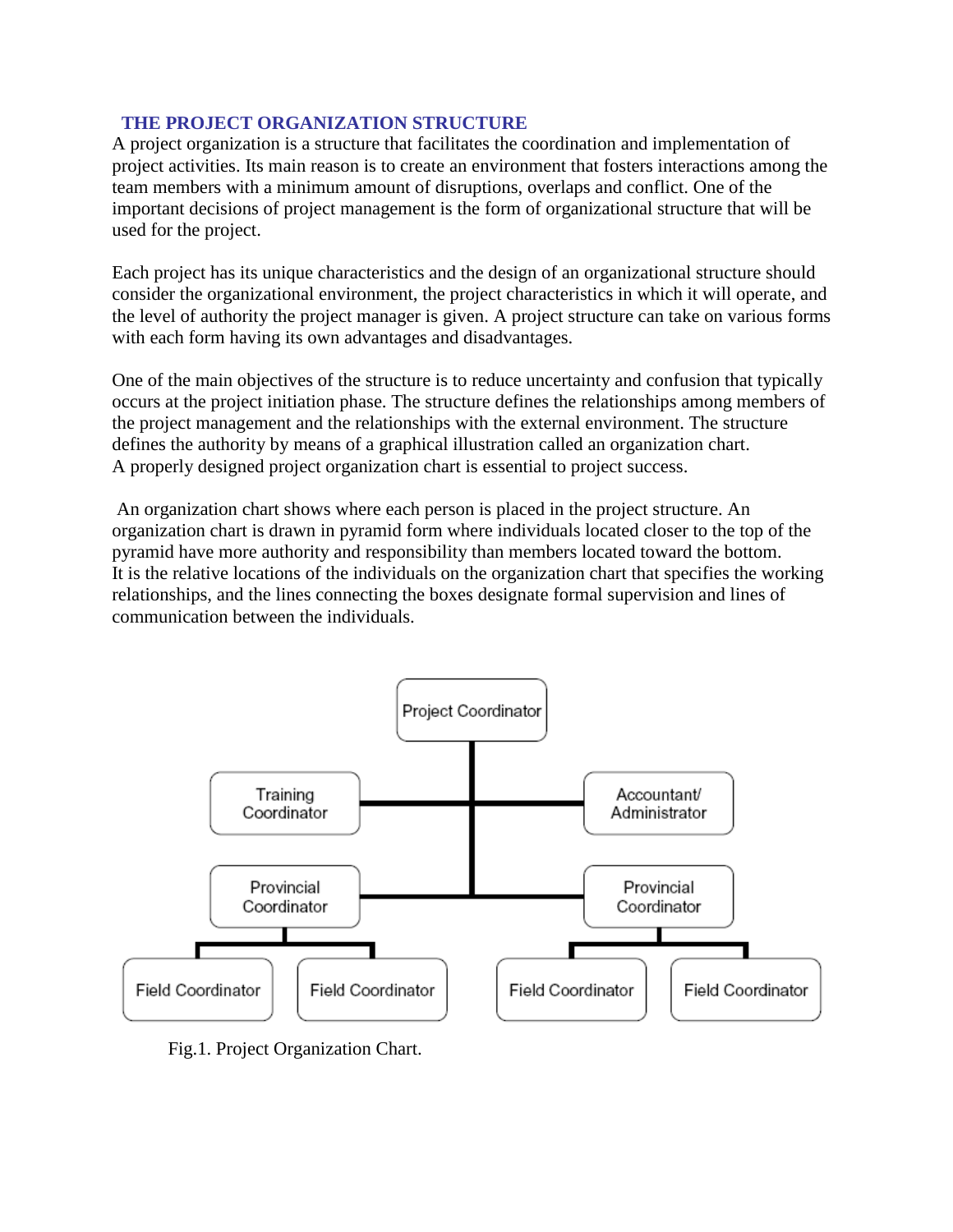## THE PROJECT ORGANIZATION STRUCTURE

A project organization is a structure that facilitates the coordination and implementation of project activities. Its main reason is to create an environment that fosters interactions among the team members with a minimum amount of disruptions, overlaps and conflict. One of the important decisions of project management is the form of organizational structure that will be used for the project.

Each project has its unique characteristics and the design of an organizational structure should consider the organizational environment, the project characteristics in which it will operate, and the level of authority the project manager is given. A project structure can take on various forms with each form having its own advantages and disadvantages.

One of the main objectives of the structure is to reduce uncertainty and confusion that typically occurs at the project initiation phase. The structure defines the relationships among members of the project management and the relationships with the external environment. The structure defines the authority by means of a graphical illustration called an organization chart.
A properly designed project organization chart is essential to project success.

An organization chart shows where each person is placed in the project structure. An organization chart is drawn in pyramid form where individuals located closer to the top of the pyramid have more authority and responsibility than members located toward the bottom.
It is the relative locations of the individuals on the organization chart that specifies the working relationships, and the lines connecting the boxes designate formal supervision and lines of communication between the individuals.

Project Coordinator

Training Coordinator | Accountant/ Administrator

Provincial Coordinator | Provincial Coordinator

Field Coordinator | Field Coordinator | Field Coordinator | Field Coordinator

Fig.1. Project Organization Chart.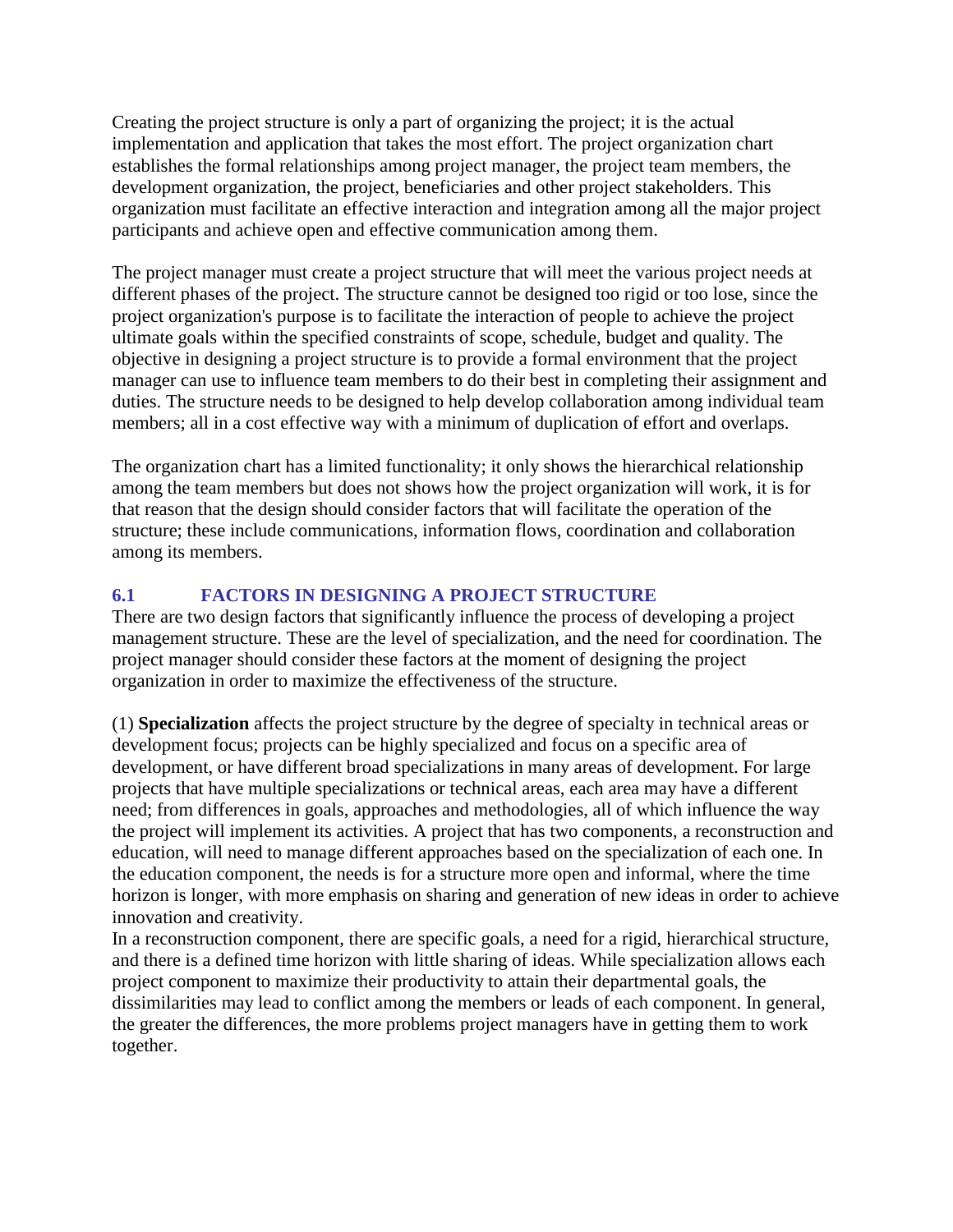Creating the project structure is only a part of organizing the project; it is the actual implementation and application that takes the most effort. The project organization chart establishes the formal relationships among project manager, the project team members, the development organization, the project, beneficiaries and other project stakeholders. This organization must facilitate an effective interaction and integration among all the major project participants and achieve open and effective communication among them.

The project manager must create a project structure that will meet the various project needs at different phases of the project. The structure cannot be designed too rigid or too lose, since the project organization's purpose is to facilitate the interaction of people to achieve the project ultimate goals within the specified constraints of scope, schedule, budget and quality. The objective in designing a project structure is to provide a formal environment that the project manager can use to influence team members to do their best in completing their assignment and duties. The structure needs to be designed to help develop collaboration among individual team members; all in a cost effective way with a minimum of duplication of effort and overlaps.

The organization chart has a limited functionality; it only shows the hierarchical relationship among the team members but does not shows how the project organization will work, it is for that reason that the design should consider factors that will facilitate the operation of the structure; these include communications, information flows, coordination and collaboration among its members.

## 6.1 FACTORS IN DESIGNING A PROJECT STRUCTURE

There are two design factors that significantly influence the process of developing a project management structure. These are the level of specialization, and the need for coordination. The project manager should consider these factors at the moment of designing the project organization in order to maximize the effectiveness of the structure.

(1) **Specialization** affects the project structure by the degree of specialty in technical areas or development focus; projects can be highly specialized and focus on a specific area of development, or have different broad specializations in many areas of development. For large projects that have multiple specializations or technical areas, each area may have a different need; from differences in goals, approaches and methodologies, all of which influence the way the project will implement its activities. A project that has two components, a reconstruction and education, will need to manage different approaches based on the specialization of each one. In the education component, the needs is for a structure more open and informal, where the time horizon is longer, with more emphasis on sharing and generation of new ideas in order to achieve innovation and creativity.
In a reconstruction component, there are specific goals, a need for a rigid, hierarchical structure, and there is a defined time horizon with little sharing of ideas. While specialization allows each project component to maximize their productivity to attain their departmental goals, the dissimilarities may lead to conflict among the members or leads of each component. In general, the greater the differences, the more problems project managers have in getting them to work together.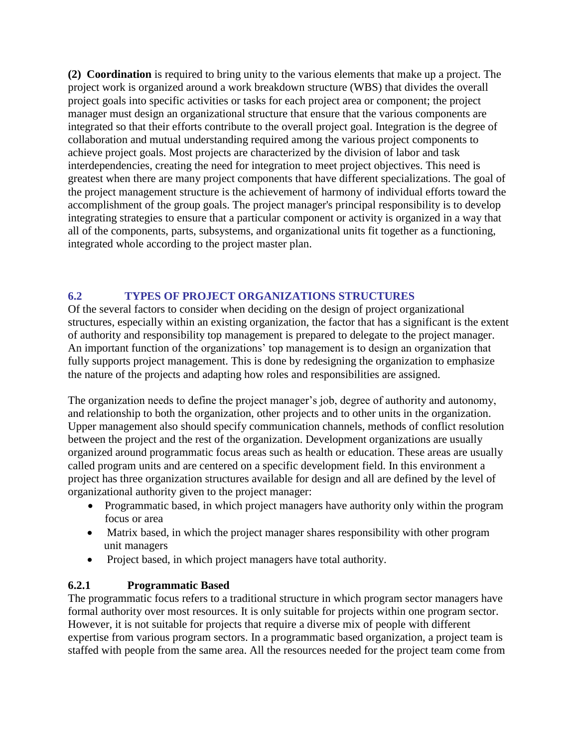**(2) Coordination** is required to bring unity to the various elements that make up a project. The project work is organized around a work breakdown structure (WBS) that divides the overall project goals into specific activities or tasks for each project area or component; the project manager must design an organizational structure that ensure that the various components are integrated so that their efforts contribute to the overall project goal. Integration is the degree of collaboration and mutual understanding required among the various project components to achieve project goals. Most projects are characterized by the division of labor and task interdependencies, creating the need for integration to meet project objectives. This need is greatest when there are many project components that have different specializations. The goal of the project management structure is the achievement of harmony of individual efforts toward the accomplishment of the group goals. The project manager's principal responsibility is to develop integrating strategies to ensure that a particular component or activity is organized in a way that all of the components, parts, subsystems, and organizational units fit together as a functioning, integrated whole according to the project master plan.

## 6.2 TYPES OF PROJECT ORGANIZATIONS STRUCTURES

Of the several factors to consider when deciding on the design of project organizational structures, especially within an existing organization, the factor that has a significant is the extent of authority and responsibility top management is prepared to delegate to the project manager. An important function of the organizations' top management is to design an organization that fully supports project management. This is done by redesigning the organization to emphasize the nature of the projects and adapting how roles and responsibilities are assigned.

The organization needs to define the project manager's job, degree of authority and autonomy, and relationship to both the organization, other projects and to other units in the organization. Upper management also should specify communication channels, methods of conflict resolution between the project and the rest of the organization. Development organizations are usually organized around programmatic focus areas such as health or education. These areas are usually called program units and are centered on a specific development field. In this environment a project has three organization structures available for design and all are defined by the level of organizational authority given to the project manager:

- Programmatic based, in which project managers have authority only within the program focus or area
- Matrix based, in which the project manager shares responsibility with other program unit managers
- Project based, in which project managers have total authority.

### 6.2.1 Programmatic Based

The programmatic focus refers to a traditional structure in which program sector managers have formal authority over most resources. It is only suitable for projects within one program sector. However, it is not suitable for projects that require a diverse mix of people with different expertise from various program sectors. In a programmatic based organization, a project team is staffed with people from the same area. All the resources needed for the project team come from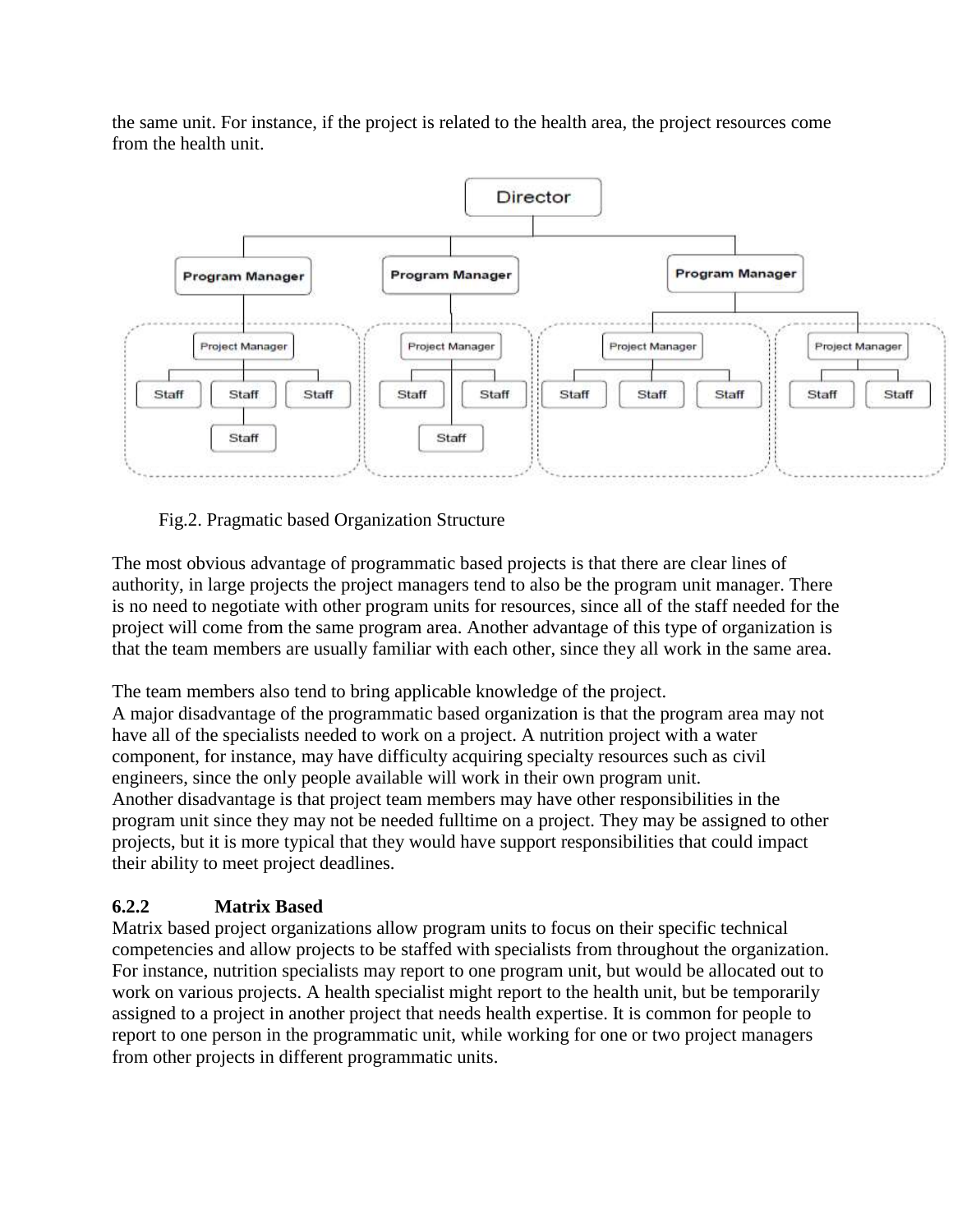the same unit. For instance, if the project is related to the health area, the project resources come from the health unit.

Fig.2. Pragmatic based Organization Structure

The most obvious advantage of programmatic based projects is that there are clear lines of authority, in large projects the project managers tend to also be the program unit manager. There is no need to negotiate with other program units for resources, since all of the staff needed for the project will come from the same program area. Another advantage of this type of organization is that the team members are usually familiar with each other, since they all work in the same area.

The team members also tend to bring applicable knowledge of the project.
A major disadvantage of the programmatic based organization is that the program area may not have all of the specialists needed to work on a project. A nutrition project with a water component, for instance, may have difficulty acquiring specialty resources such as civil engineers, since the only people available will work in their own program unit.
Another disadvantage is that project team members may have other responsibilities in the program unit since they may not be needed fulltime on a project. They may be assigned to other projects, but it is more typical that they would have support responsibilities that could impact their ability to meet project deadlines.

### 6.2.2 Matrix Based

Matrix based project organizations allow program units to focus on their specific technical competencies and allow projects to be staffed with specialists from throughout the organization. For instance, nutrition specialists may report to one program unit, but would be allocated out to work on various projects. A health specialist might report to the health unit, but be temporarily assigned to a project in another project that needs health expertise. It is common for people to report to one person in the programmatic unit, while working for one or two project managers from other projects in different programmatic units.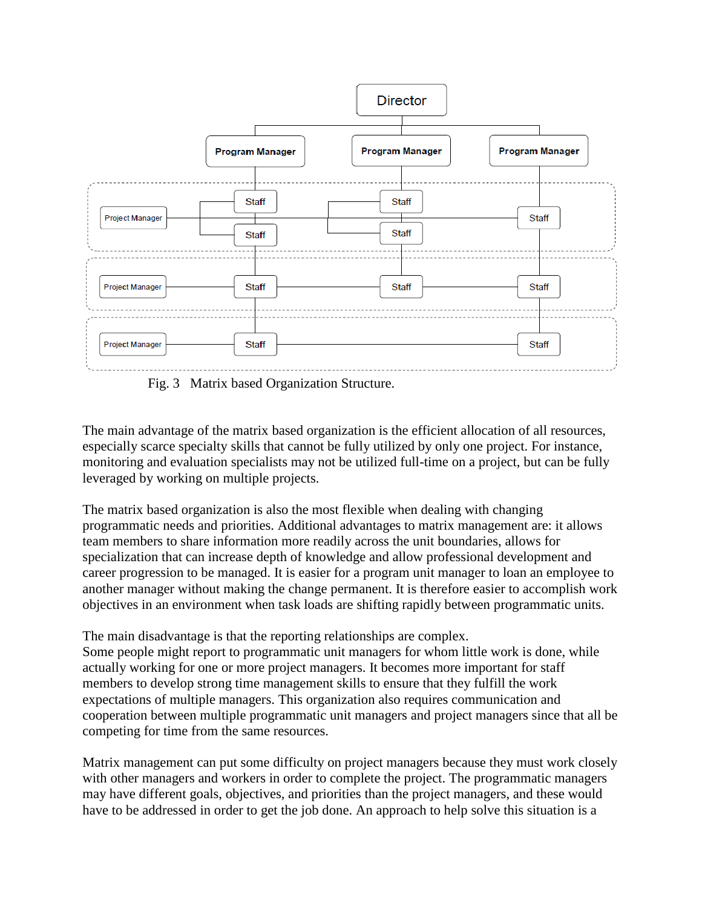Fig. 3 Matrix based Organization Structure.

The main advantage of the matrix based organization is the efficient allocation of all resources, especially scarce specialty skills that cannot be fully utilized by only one project. For instance, monitoring and evaluation specialists may not be utilized full-time on a project, but can be fully leveraged by working on multiple projects.

The matrix based organization is also the most flexible when dealing with changing programmatic needs and priorities. Additional advantages to matrix management are: it allows team members to share information more readily across the unit boundaries, allows for specialization that can increase depth of knowledge and allow professional development and career progression to be managed. It is easier for a program unit manager to loan an employee to another manager without making the change permanent. It is therefore easier to accomplish work objectives in an environment when task loads are shifting rapidly between programmatic units.

The main disadvantage is that the reporting relationships are complex.
Some people might report to programmatic unit managers for whom little work is done, while actually working for one or more project managers. It becomes more important for staff members to develop strong time management skills to ensure that they fulfill the work expectations of multiple managers. This organization also requires communication and cooperation between multiple programmatic unit managers and project managers since that all be competing for time from the same resources.

Matrix management can put some difficulty on project managers because they must work closely with other managers and workers in order to complete the project. The programmatic managers may have different goals, objectives, and priorities than the project managers, and these would have to be addressed in order to get the job done. An approach to help solve this situation is a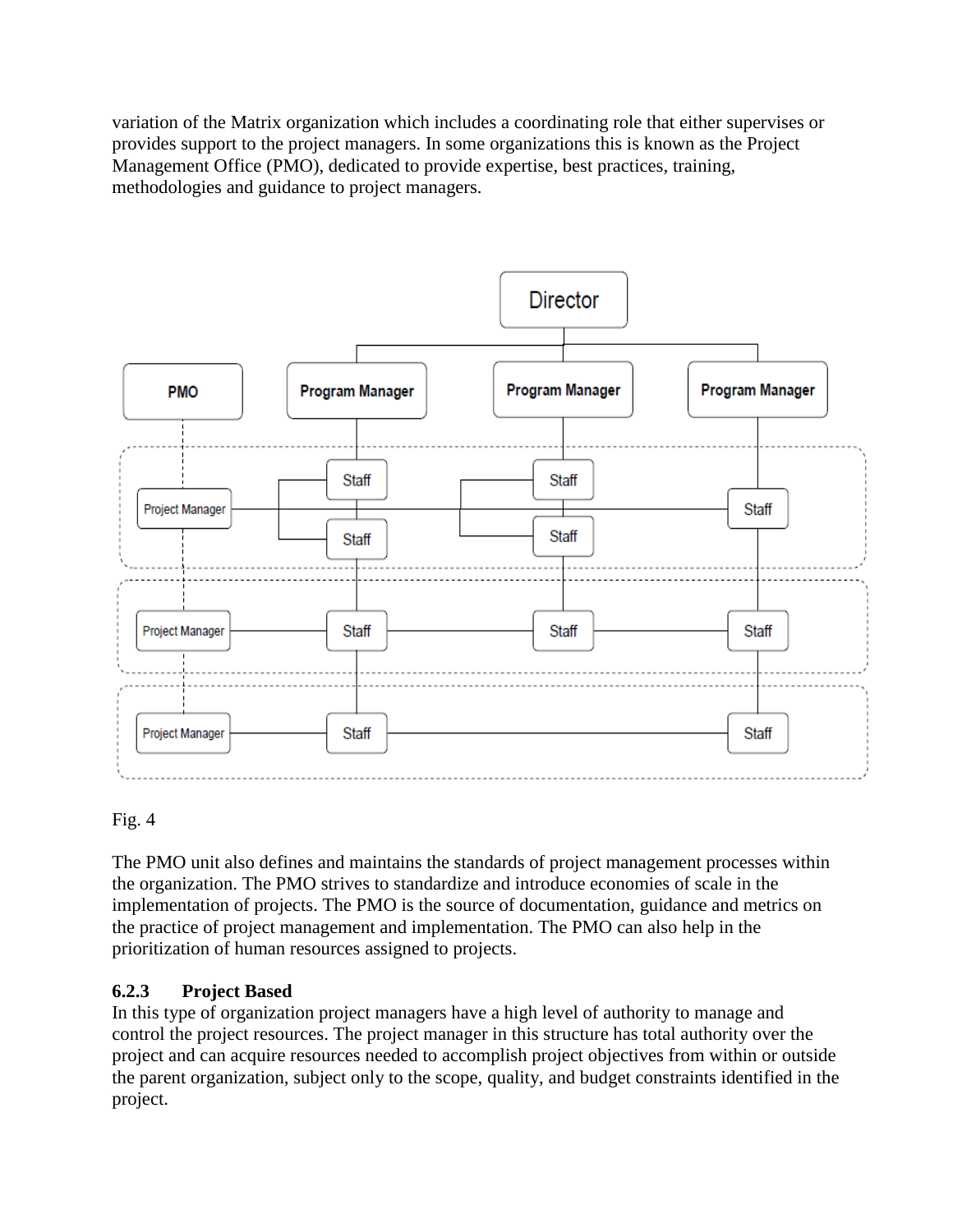variation of the Matrix organization which includes a coordinating role that either supervises or provides support to the project managers. In some organizations this is known as the Project Management Office (PMO), dedicated to provide expertise, best practices, training, methodologies and guidance to project managers.

Fig. 4

The PMO unit also defines and maintains the standards of project management processes within the organization. The PMO strives to standardize and introduce economies of scale in the implementation of projects. The PMO is the source of documentation, guidance and metrics on the practice of project management and implementation. The PMO can also help in the prioritization of human resources assigned to projects.

### 6.2.3 Project Based

In this type of organization project managers have a high level of authority to manage and control the project resources. The project manager in this structure has total authority over the project and can acquire resources needed to accomplish project objectives from within or outside the parent organization, subject only to the scope, quality, and budget constraints identified in the project.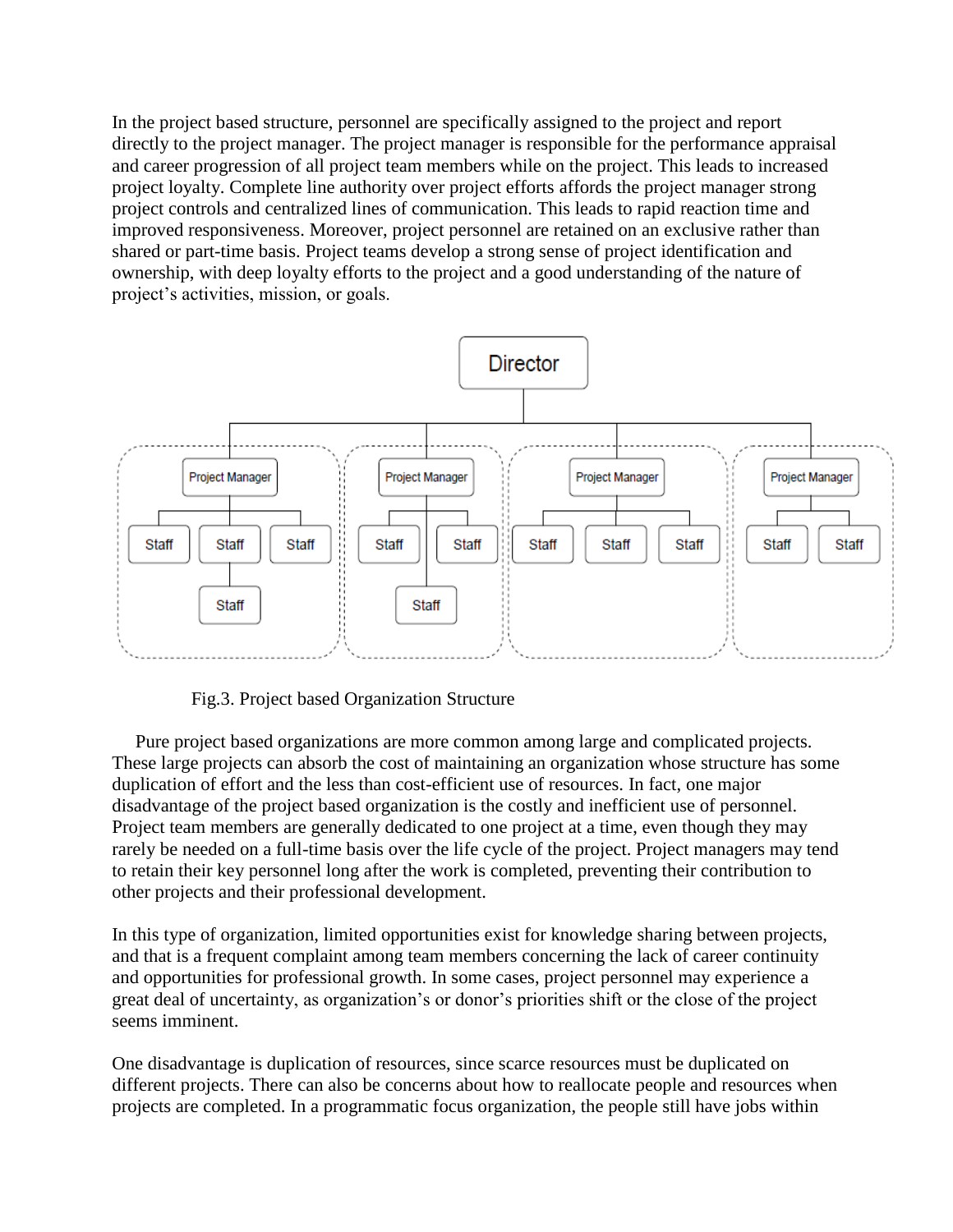In the project based structure, personnel are specifically assigned to the project and report directly to the project manager. The project manager is responsible for the performance appraisal and career progression of all project team members while on the project. This leads to increased project loyalty. Complete line authority over project efforts affords the project manager strong project controls and centralized lines of communication. This leads to rapid reaction time and improved responsiveness. Moreover, project personnel are retained on an exclusive rather than shared or part-time basis. Project teams develop a strong sense of project identification and ownership, with deep loyalty efforts to the project and a good understanding of the nature of project's activities, mission, or goals.

Fig.3. Project based Organization Structure

Pure project based organizations are more common among large and complicated projects. These large projects can absorb the cost of maintaining an organization whose structure has some duplication of effort and the less than cost-efficient use of resources. In fact, one major disadvantage of the project based organization is the costly and inefficient use of personnel. Project team members are generally dedicated to one project at a time, even though they may rarely be needed on a full-time basis over the life cycle of the project. Project managers may tend to retain their key personnel long after the work is completed, preventing their contribution to other projects and their professional development.

In this type of organization, limited opportunities exist for knowledge sharing between projects, and that is a frequent complaint among team members concerning the lack of career continuity and opportunities for professional growth. In some cases, project personnel may experience a great deal of uncertainty, as organization's or donor's priorities shift or the close of the project seems imminent.

One disadvantage is duplication of resources, since scarce resources must be duplicated on different projects. There can also be concerns about how to reallocate people and resources when projects are completed. In a programmatic focus organization, the people still have jobs within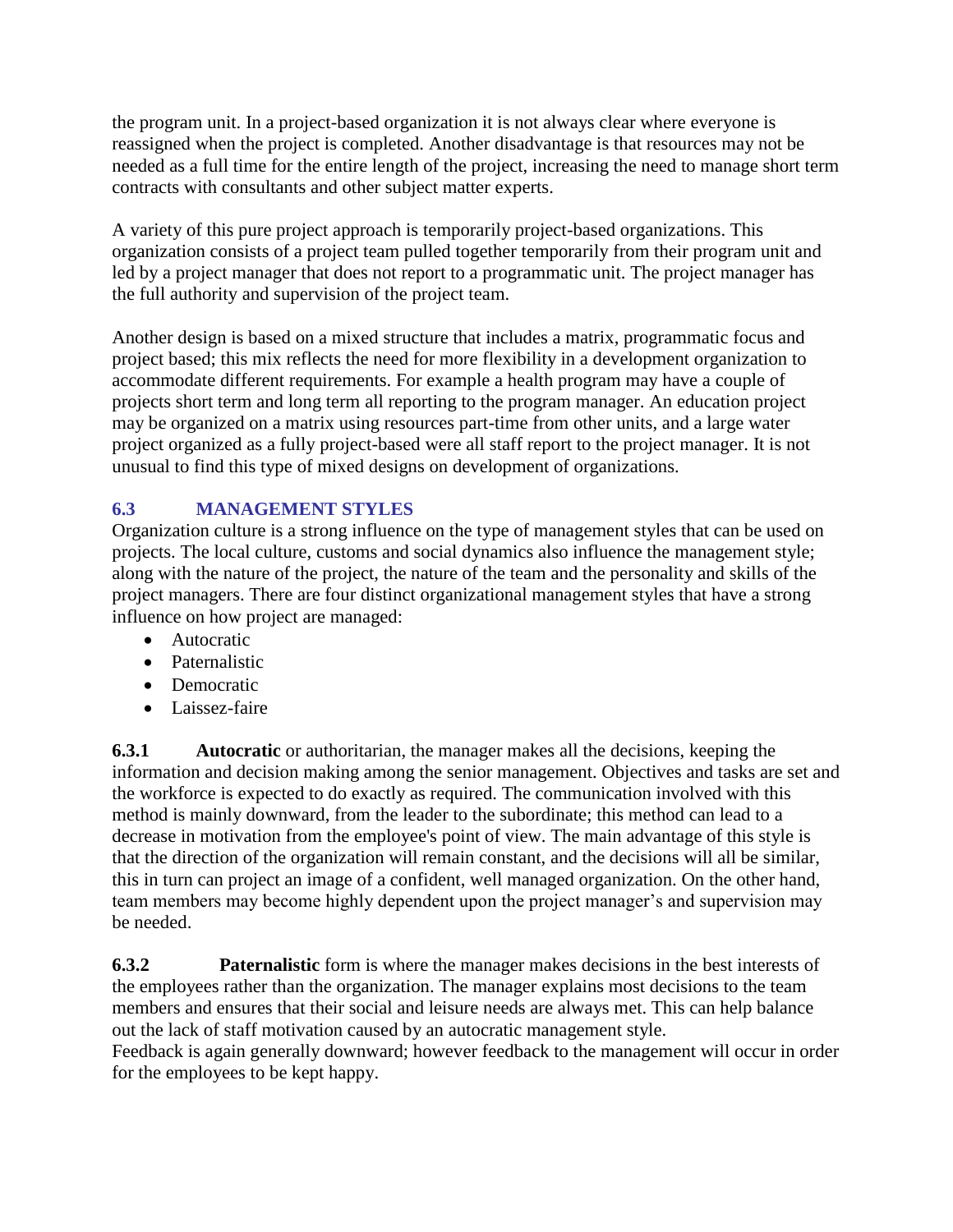the program unit. In a project-based organization it is not always clear where everyone is reassigned when the project is completed. Another disadvantage is that resources may not be needed as a full time for the entire length of the project, increasing the need to manage short term contracts with consultants and other subject matter experts.

A variety of this pure project approach is temporarily project-based organizations. This organization consists of a project team pulled together temporarily from their program unit and led by a project manager that does not report to a programmatic unit. The project manager has the full authority and supervision of the project team.

Another design is based on a mixed structure that includes a matrix, programmatic focus and project based; this mix reflects the need for more flexibility in a development organization to accommodate different requirements. For example a health program may have a couple of projects short term and long term all reporting to the program manager. An education project may be organized on a matrix using resources part-time from other units, and a large water project organized as a fully project-based were all staff report to the project manager. It is not unusual to find this type of mixed designs on development of organizations.

## 6.3 MANAGEMENT STYLES

Organization culture is a strong influence on the type of management styles that can be used on projects. The local culture, customs and social dynamics also influence the management style; along with the nature of the project, the nature of the team and the personality and skills of the project managers. There are four distinct organizational management styles that have a strong influence on how project are managed:

- Autocratic
- Paternalistic
- Democratic
- Laissez-faire

**6.3.1 Autocratic** or authoritarian, the manager makes all the decisions, keeping the information and decision making among the senior management. Objectives and tasks are set and the workforce is expected to do exactly as required. The communication involved with this method is mainly downward, from the leader to the subordinate; this method can lead to a decrease in motivation from the employee's point of view. The main advantage of this style is that the direction of the organization will remain constant, and the decisions will all be similar, this in turn can project an image of a confident, well managed organization. On the other hand, team members may become highly dependent upon the project manager's and supervision may be needed.

**6.3.2 Paternalistic** form is where the manager makes decisions in the best interests of the employees rather than the organization. The manager explains most decisions to the team members and ensures that their social and leisure needs are always met. This can help balance out the lack of staff motivation caused by an autocratic management style.
Feedback is again generally downward; however feedback to the management will occur in order for the employees to be kept happy.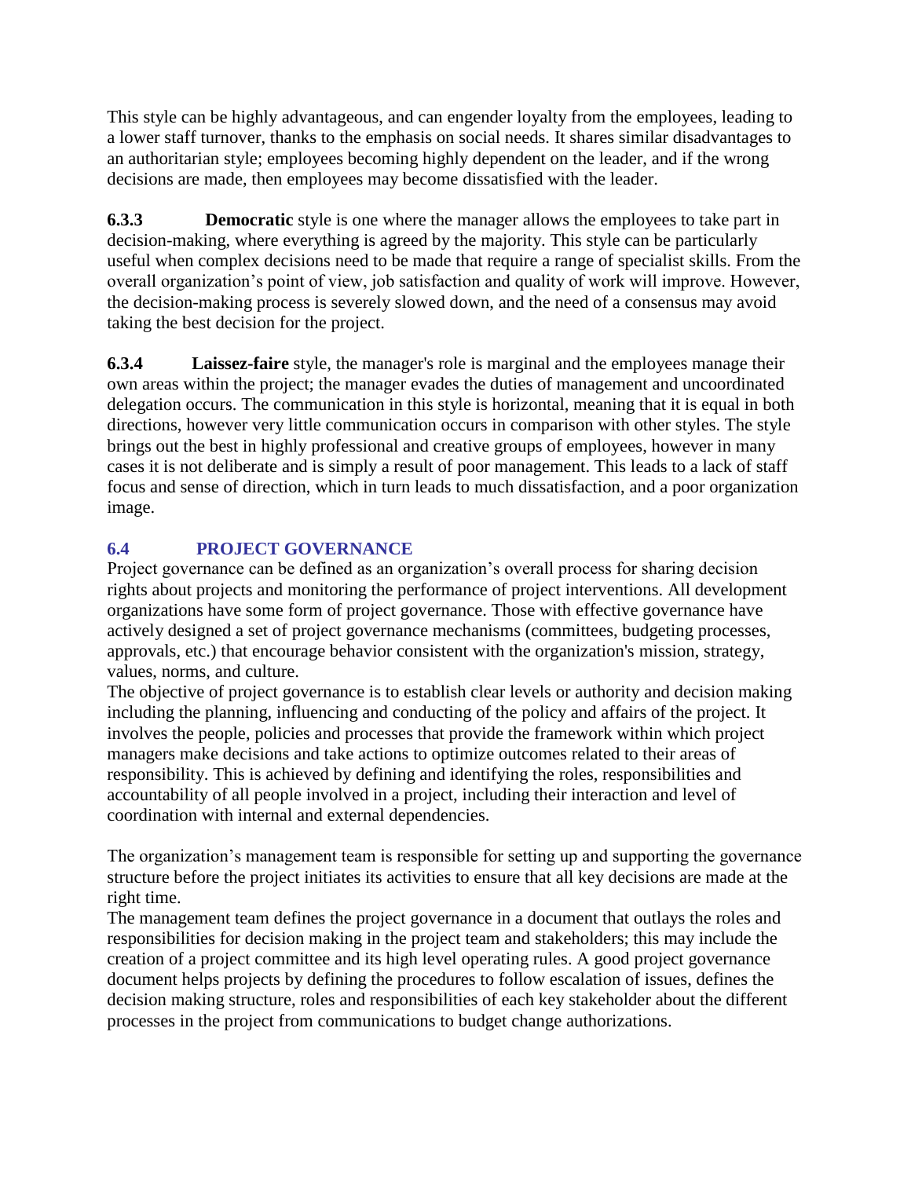This style can be highly advantageous, and can engender loyalty from the employees, leading to a lower staff turnover, thanks to the emphasis on social needs. It shares similar disadvantages to an authoritarian style; employees becoming highly dependent on the leader, and if the wrong decisions are made, then employees may become dissatisfied with the leader.

**6.3.3** **Democratic** style is one where the manager allows the employees to take part in decision-making, where everything is agreed by the majority. This style can be particularly useful when complex decisions need to be made that require a range of specialist skills. From the overall organization's point of view, job satisfaction and quality of work will improve. However, the decision-making process is severely slowed down, and the need of a consensus may avoid taking the best decision for the project.

**6.3.4** **Laissez-faire** style, the manager's role is marginal and the employees manage their own areas within the project; the manager evades the duties of management and uncoordinated delegation occurs. The communication in this style is horizontal, meaning that it is equal in both directions, however very little communication occurs in comparison with other styles. The style brings out the best in highly professional and creative groups of employees, however in many cases it is not deliberate and is simply a result of poor management. This leads to a lack of staff focus and sense of direction, which in turn leads to much dissatisfaction, and a poor organization image.

## 6.4 PROJECT GOVERNANCE

Project governance can be defined as an organization's overall process for sharing decision rights about projects and monitoring the performance of project interventions. All development organizations have some form of project governance. Those with effective governance have actively designed a set of project governance mechanisms (committees, budgeting processes, approvals, etc.) that encourage behavior consistent with the organization's mission, strategy, values, norms, and culture.

The objective of project governance is to establish clear levels or authority and decision making including the planning, influencing and conducting of the policy and affairs of the project. It involves the people, policies and processes that provide the framework within which project managers make decisions and take actions to optimize outcomes related to their areas of responsibility. This is achieved by defining and identifying the roles, responsibilities and accountability of all people involved in a project, including their interaction and level of coordination with internal and external dependencies.

The organization's management team is responsible for setting up and supporting the governance structure before the project initiates its activities to ensure that all key decisions are made at the right time.

The management team defines the project governance in a document that outlays the roles and responsibilities for decision making in the project team and stakeholders; this may include the creation of a project committee and its high level operating rules. A good project governance document helps projects by defining the procedures to follow escalation of issues, defines the decision making structure, roles and responsibilities of each key stakeholder about the different processes in the project from communications to budget change authorizations.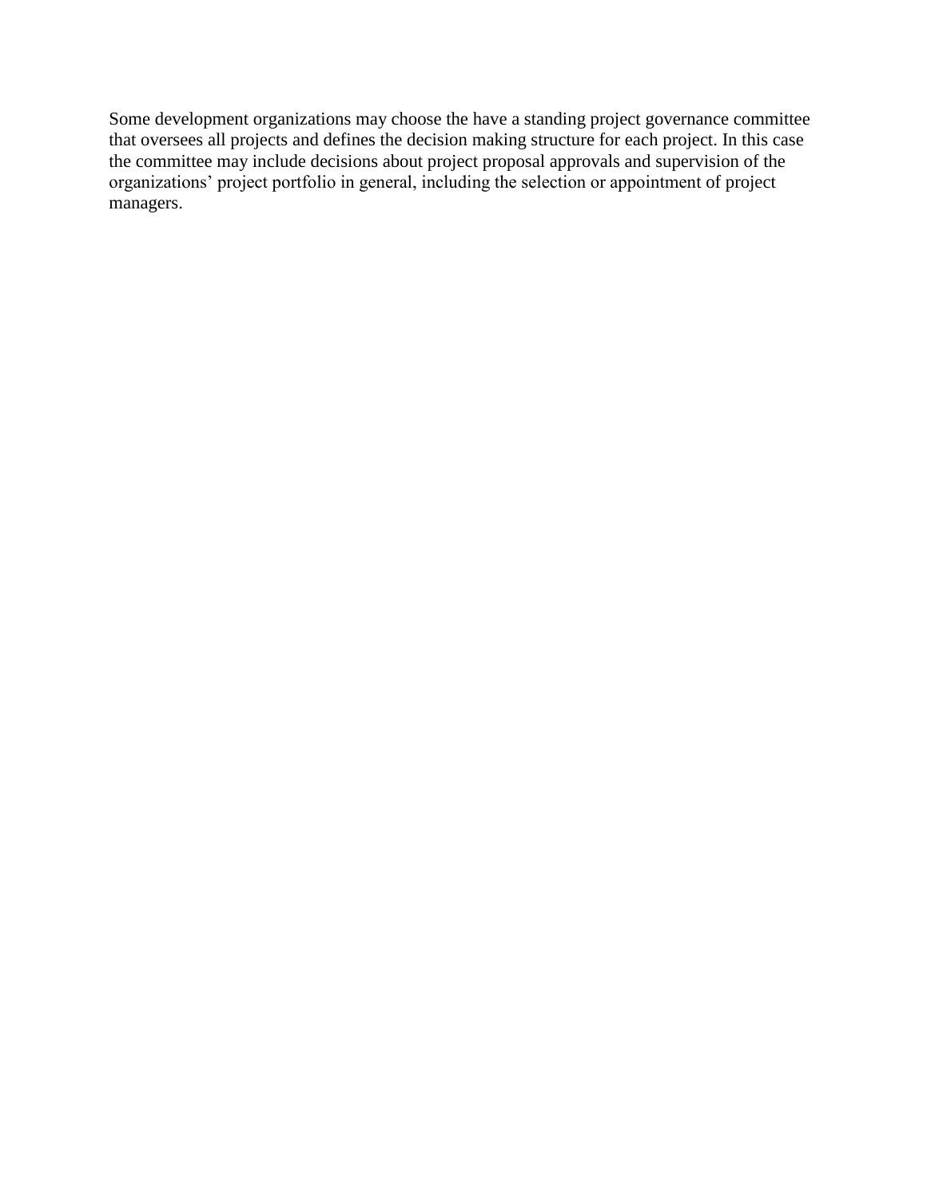Some development organizations may choose the have a standing project governance committee that oversees all projects and defines the decision making structure for each project. In this case the committee may include decisions about project proposal approvals and supervision of the organizations' project portfolio in general, including the selection or appointment of project managers.